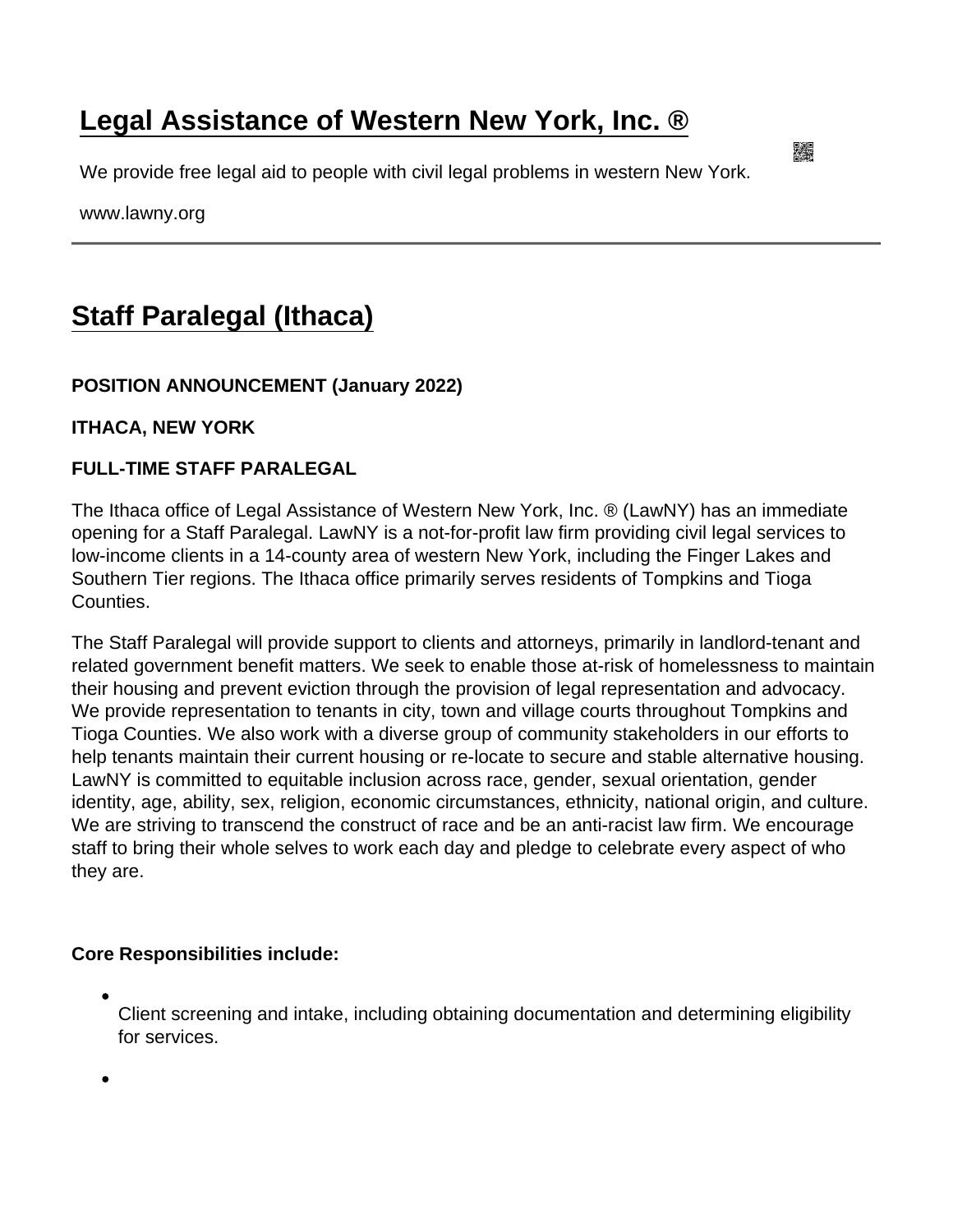# Legal Assistance of Western New York, Inc. ®

We provide free legal aid to people with civil legal problems in western New York.

www.lawny.org

## Staff Paralegal (Ithaca)

**POSITION ANNOUNCEMENT (January 2022)**

**ITHACA, NEW YORK**

**FULL-TIME STAFF PARALEGAL**

The Ithaca office of Legal Assistance of Western New York, Inc. ® (LawNY) has an immediate opening for a Staff Paralegal. LawNY is a not-for-profit law firm providing civil legal services to low-income clients in a 14-county area of western New York, including the Finger Lakes and Southern Tier regions. The Ithaca office primarily serves residents of Tompkins and Tioga Counties.

The Staff Paralegal will provide support to clients and attorneys, primarily in landlord-tenant and related government benefit matters. We seek to enable those at-risk of homelessness to maintain their housing and prevent eviction through the provision of legal representation and advocacy. We provide representation to tenants in city, town and village courts throughout Tompkins and Tioga Counties. We also work with a diverse group of community stakeholders in our efforts to help tenants maintain their current housing or re-locate to secure and stable alternative housing. LawNY is committed to equitable inclusion across race, gender, sexual orientation, gender identity, age, ability, sex, religion, economic circumstances, ethnicity, national origin, and culture. We are striving to transcend the construct of race and be an anti-racist law firm. We encourage staff to bring their whole selves to work each day and pledge to celebrate every aspect of who they are.

**Core Responsibilities include:**

- Client screening and intake, including obtaining documentation and determining eligibility for services.
-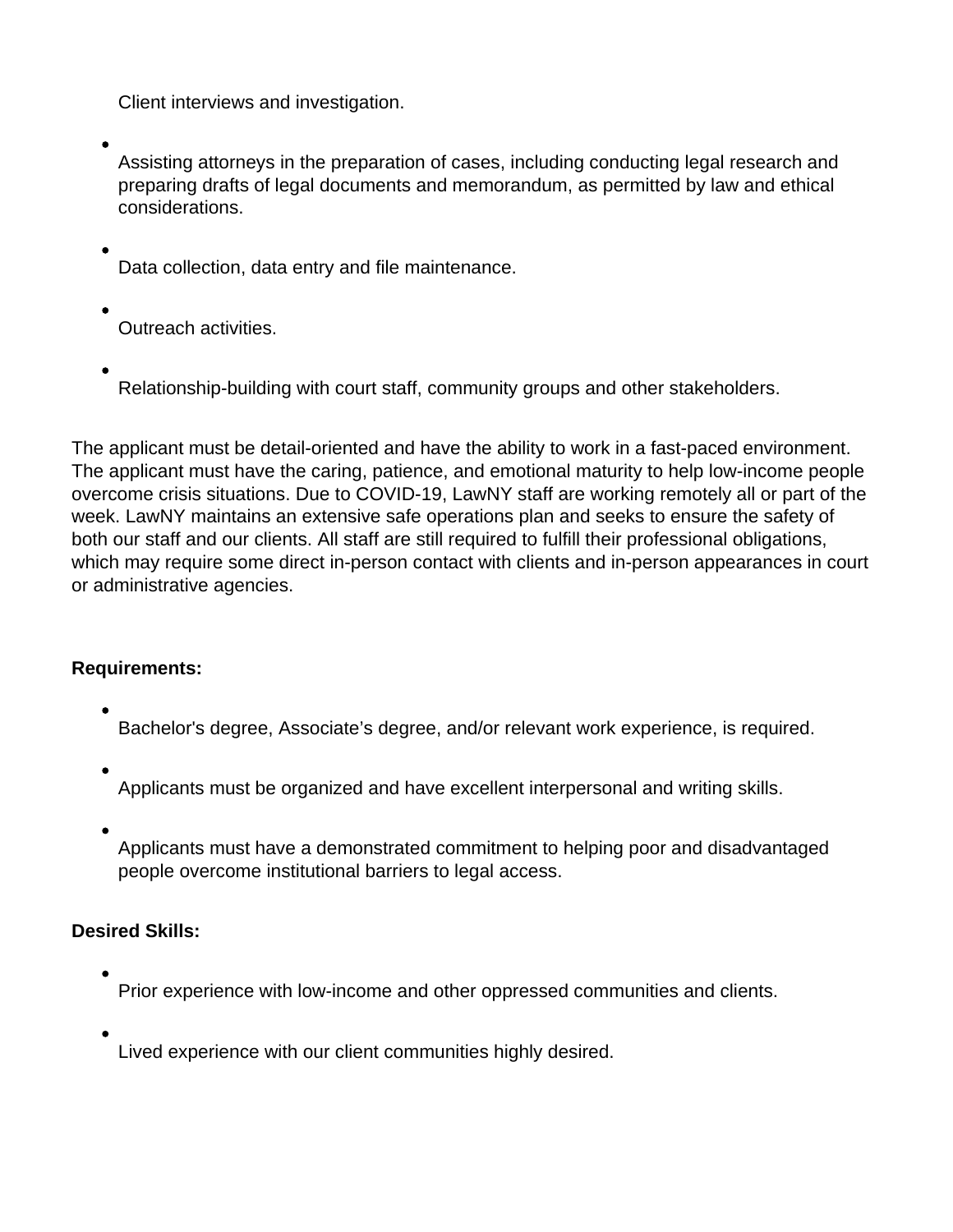- Client interviews and investigation.
- Assisting attorneys in the preparation of cases, including conducting legal research and preparing drafts of legal documents and memorandum, as permitted by law and ethical considerations.
- Data collection, data entry and file maintenance.
- Outreach activities.
- Relationship-building with court staff, community groups and other stakeholders.

The applicant must be detail-oriented and have the ability to work in a fast-paced environment. The applicant must have the caring, patience, and emotional maturity to help low-income people overcome crisis situations. Due to COVID-19, LawNY staff are working remotely all or part of the week. LawNY maintains an extensive safe operations plan and seeks to ensure the safety of both our staff and our clients. All staff are still required to fulfill their professional obligations, which may require some direct in-person contact with clients and in-person appearances in court or administrative agencies.

**Requirements:**

- Bachelor's degree, Associate's degree, and/or relevant work experience, is required.
- Applicants must be organized and have excellent interpersonal and writing skills.
- Applicants must have a demonstrated commitment to helping poor and disadvantaged people overcome institutional barriers to legal access.

**Desired Skills:**

- Prior experience with low-income and other oppressed communities and clients.
- Lived experience with our client communities highly desired.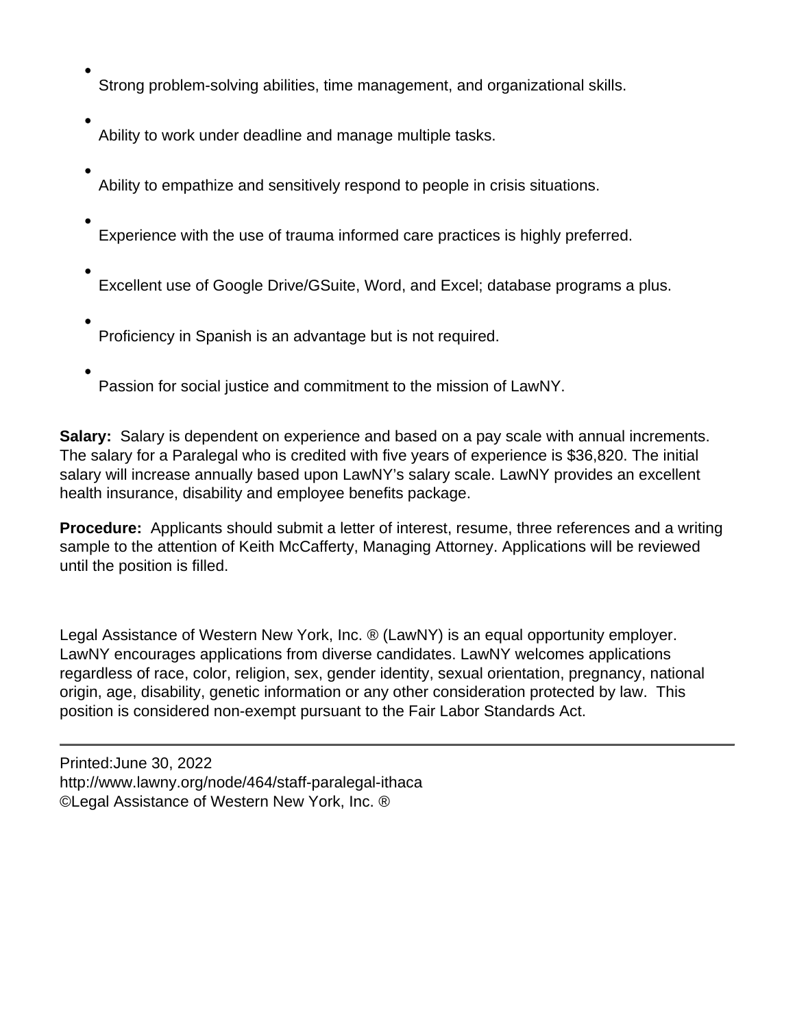- Strong problem-solving abilities, time management, and organizational skills.
- Ability to work under deadline and manage multiple tasks.
- Ability to empathize and sensitively respond to people in crisis situations.
- Experience with the use of trauma informed care practices is highly preferred.
- Excellent use of Google Drive/GSuite, Word, and Excel; database programs a plus.
- Proficiency in Spanish is an advantage but is not required.
- Passion for social justice and commitment to the mission of LawNY.

**Salary:** Salary is dependent on experience and based on a pay scale with annual increments. The salary for a Paralegal who is credited with five years of experience is $36,820. The initial salary will increase annually based upon LawNY's salary scale. LawNY provides an excellent health insurance, disability and employee benefits package.

**Procedure:** Applicants should submit a letter of interest, resume, three references and a writing sample to the attention of Keith McCafferty, Managing Attorney. Applications will be reviewed until the position is filled.

Legal Assistance of Western New York, Inc. ® (LawNY) is an equal opportunity employer. LawNY encourages applications from diverse candidates. LawNY welcomes applications regardless of race, color, religion, sex, gender identity, sexual orientation, pregnancy, national origin, age, disability, genetic information or any other consideration protected by law. This position is considered non-exempt pursuant to the Fair Labor Standards Act.

---

Printed:June 30, 2022
http://www.lawny.org/node/464/staff-paralegal-ithaca
©Legal Assistance of Western New York, Inc. ®